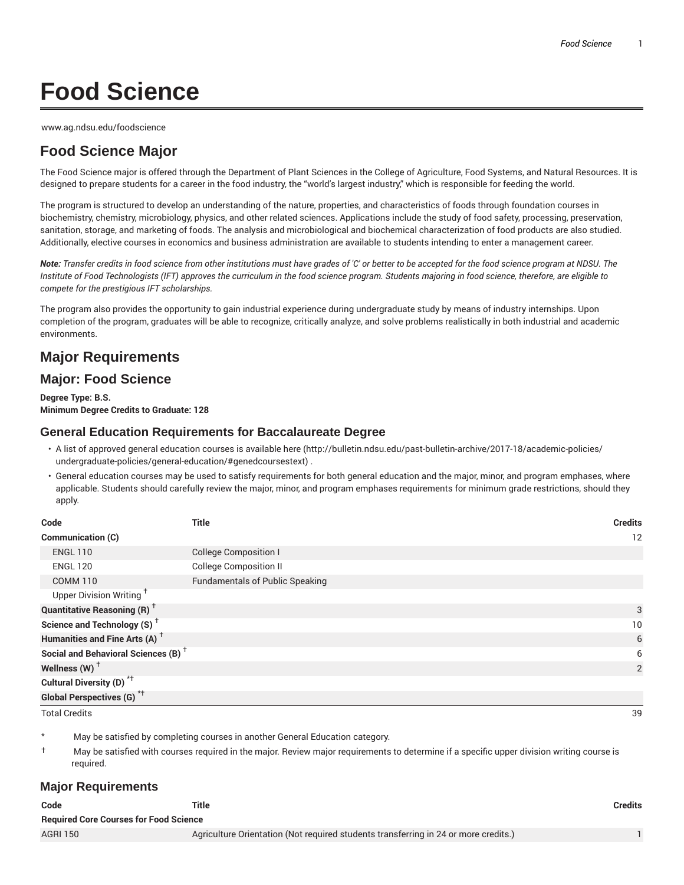# Food Science

www.ag.ndsu.edu/foodscience

## Food Science Major

The Food Science major is offered through the Department of Plant Sciences in the College of Agriculture, Food Systems, and Natural Resources. It is designed to prepare students for a career in the food industry, the "world's largest industry," which is responsible for feeding the world.

The program is structured to develop an understanding of the nature, properties, and characteristics of foods through foundation courses in biochemistry, chemistry, microbiology, physics, and other related sciences. Applications include the study of food safety, processing, preservation, sanitation, storage, and marketing of foods. The analysis and microbiological and biochemical characterization of food products are also studied. Additionally, elective courses in economics and business administration are available to students intending to enter a management career.

***Note:*** *Transfer credits in food science from other institutions must have grades of 'C' or better to be accepted for the food science program at NDSU. The Institute of Food Technologists (IFT) approves the curriculum in the food science program. Students majoring in food science, therefore, are eligible to compete for the prestigious IFT scholarships.*

The program also provides the opportunity to gain industrial experience during undergraduate study by means of industry internships. Upon completion of the program, graduates will be able to recognize, critically analyze, and solve problems realistically in both industrial and academic environments.

## Major Requirements

## Major: Food Science

**Degree Type: B.S.**
**Minimum Degree Credits to Graduate: 128**

### General Education Requirements for Baccalaureate Degree

- A list of approved general education courses is available here (http://bulletin.ndsu.edu/past-bulletin-archive/2017-18/academic-policies/undergraduate-policies/general-education/#genedcoursestext) .
- General education courses may be used to satisfy requirements for both general education and the major, minor, and program emphases, where applicable. Students should carefully review the major, minor, and program emphases requirements for minimum grade restrictions, should they apply.

| Code | Title | Credits |
| --- | --- | --- |
| **Communication (C)** | | 12 |
| ENGL 110 | College Composition I | |
| ENGL 120 | College Composition II | |
| COMM 110 | Fundamentals of Public Speaking | |
| Upper Division Writing † | | |
| **Quantitative Reasoning (R) †** | | 3 |
| **Science and Technology (S) †** | | 10 |
| **Humanities and Fine Arts (A) †** | | 6 |
| **Social and Behavioral Sciences (B) †** | | 6 |
| **Wellness (W) †** | | 2 |
| **Cultural Diversity (D) *†** | | |
| **Global Perspectives (G) *†** | | |
| Total Credits | | 39 |

\* May be satisfied by completing courses in another General Education category.

† May be satisfied with courses required in the major. Review major requirements to determine if a specific upper division writing course is required.

### Major Requirements

| Code | Title | Credits |
| --- | --- | --- |
| **Required Core Courses for Food Science** | | |
| AGRI 150 | Agriculture Orientation (Not required students transferring in 24 or more credits.) | 1 |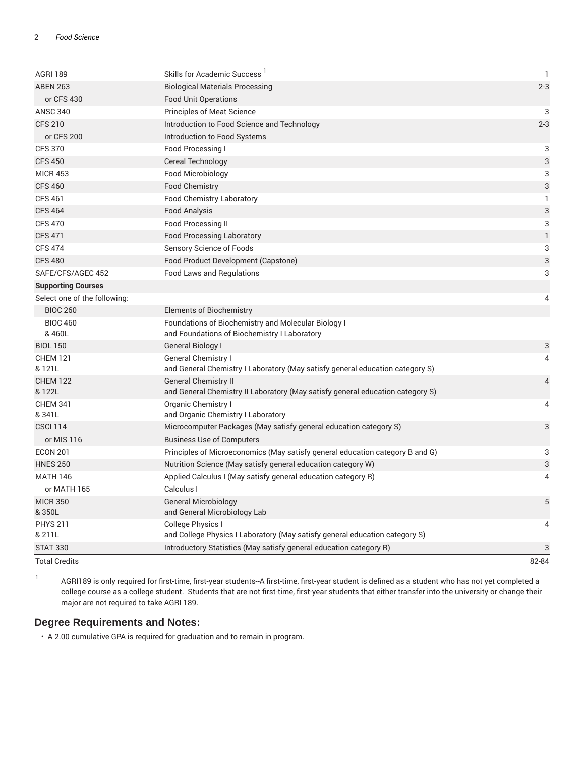| | | |
|---|---|---|
| AGRI 189 | Skills for Academic Success [1] | 1 |
| ABEN 263 | Biological Materials Processing | 2-3 |
| or CFS 430 | Food Unit Operations | |
| ANSC 340 | Principles of Meat Science | 3 |
| CFS 210 | Introduction to Food Science and Technology | 2-3 |
| or CFS 200 | Introduction to Food Systems | |
| CFS 370 | Food Processing I | 3 |
| CFS 450 | Cereal Technology | 3 |
| MICR 453 | Food Microbiology | 3 |
| CFS 460 | Food Chemistry | 3 |
| CFS 461 | Food Chemistry Laboratory | 1 |
| CFS 464 | Food Analysis | 3 |
| CFS 470 | Food Processing II | 3 |
| CFS 471 | Food Processing Laboratory | 1 |
| CFS 474 | Sensory Science of Foods | 3 |
| CFS 480 | Food Product Development (Capstone) | 3 |
| SAFE/CFS/AGEC 452 | Food Laws and Regulations | 3 |
| **Supporting Courses** | | |
| Select one of the following: | | 4 |
| BIOC 260 | Elements of Biochemistry | |
| BIOC 460 & 460L | Foundations of Biochemistry and Molecular Biology I and Foundations of Biochemistry I Laboratory | |
| BIOL 150 | General Biology I | 3 |
| CHEM 121 & 121L | General Chemistry I and General Chemistry I Laboratory (May satisfy general education category S) | 4 |
| CHEM 122 & 122L | General Chemistry II and General Chemistry II Laboratory (May satisfy general education category S) | 4 |
| CHEM 341 & 341L | Organic Chemistry I and Organic Chemistry I Laboratory | 4 |
| CSCI 114 | Microcomputer Packages (May satisfy general education category S) | 3 |
| or MIS 116 | Business Use of Computers | |
| ECON 201 | Principles of Microeconomics (May satisfy general education category B and G) | 3 |
| HNES 250 | Nutrition Science (May satisfy general education category W) | 3 |
| MATH 146 | Applied Calculus I (May satisfy general education category R) | 4 |
| or MATH 165 | Calculus I | |
| MICR 350 & 350L | General Microbiology and General Microbiology Lab | 5 |
| PHYS 211 & 211L | College Physics I and College Physics I Laboratory (May satisfy general education category S) | 4 |
| STAT 330 | Introductory Statistics (May satisfy general education category R) | 3 |
| Total Credits | | 82-84 |

[1] AGRI189 is only required for first-time, first-year students--A first-time, first-year student is defined as a student who has not yet completed a college course as a college student. Students that are not first-time, first-year students that either transfer into the university or change their major are not required to take AGRI 189.

## Degree Requirements and Notes:

- A 2.00 cumulative GPA is required for graduation and to remain in program.